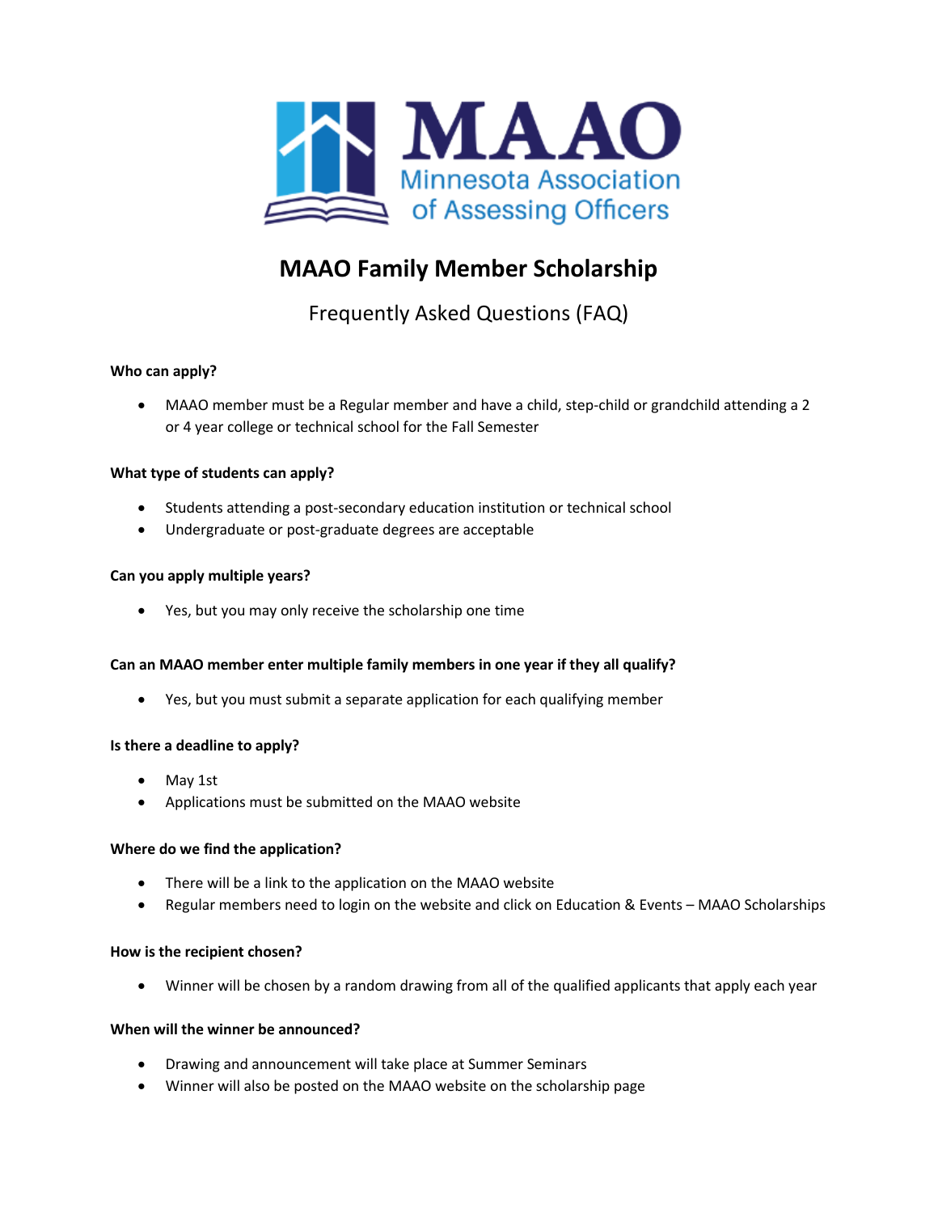MAAO

Minnesota Association of Assessing Officers

# MAAO Family Member Scholarship

## Frequently Asked Questions (FAQ)

**Who can apply?**

- MAAO member must be a Regular member and have a child, step-child or grandchild attending a 2 or 4 year college or technical school for the Fall Semester

**What type of students can apply?**

- Students attending a post-secondary education institution or technical school
- Undergraduate or post-graduate degrees are acceptable

**Can you apply multiple years?**

- Yes, but you may only receive the scholarship one time

**Can an MAAO member enter multiple family members in one year if they all qualify?**

- Yes, but you must submit a separate application for each qualifying member

**Is there a deadline to apply?**

- May 1st
- Applications must be submitted on the MAAO website

**Where do we find the application?**

- There will be a link to the application on the MAAO website
- Regular members need to login on the website and click on Education & Events – MAAO Scholarships

**How is the recipient chosen?**

- Winner will be chosen by a random drawing from all of the qualified applicants that apply each year

**When will the winner be announced?**

- Drawing and announcement will take place at Summer Seminars
- Winner will also be posted on the MAAO website on the scholarship page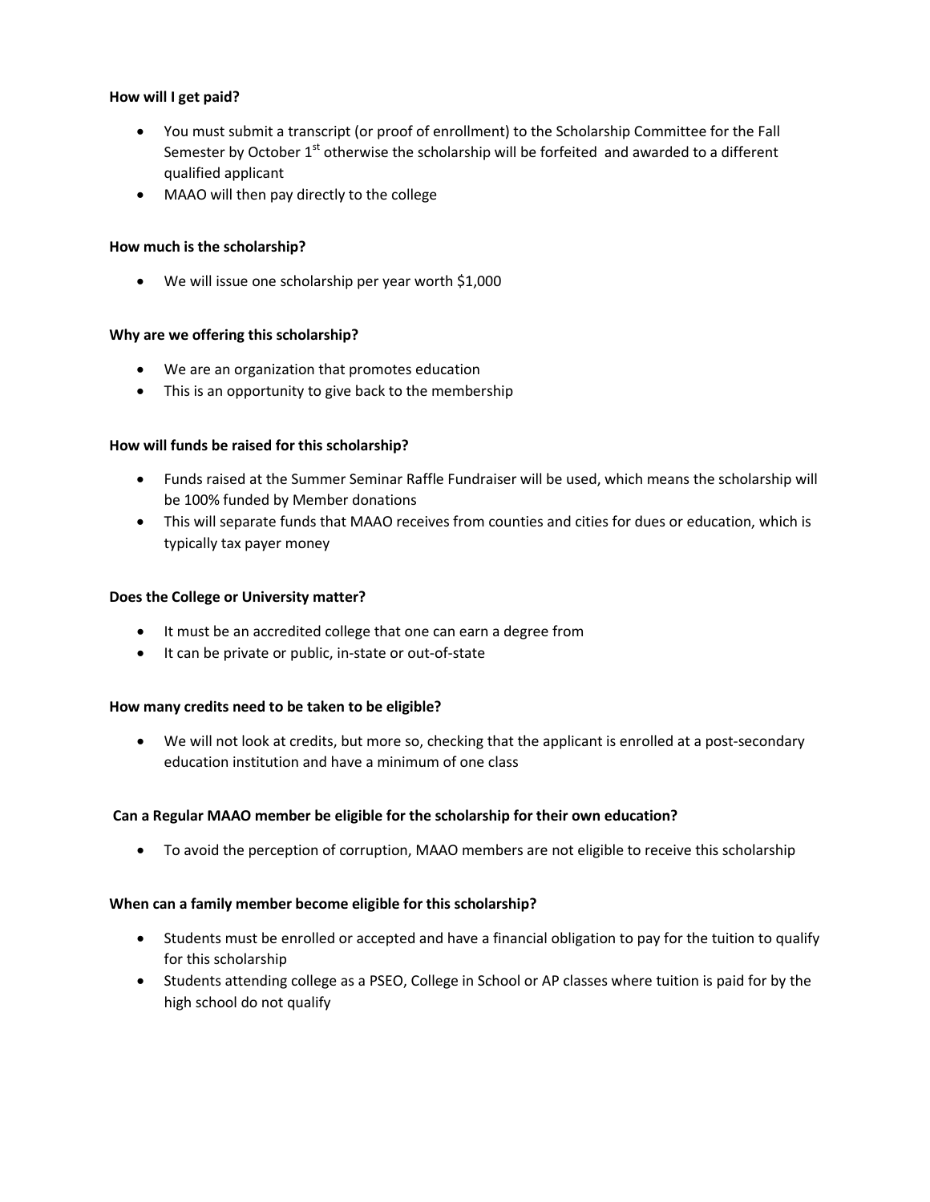**How will I get paid?**

- You must submit a transcript (or proof of enrollment) to the Scholarship Committee for the Fall Semester by October 1st otherwise the scholarship will be forfeited and awarded to a different qualified applicant
- MAAO will then pay directly to the college

**How much is the scholarship?**

- We will issue one scholarship per year worth $1,000

**Why are we offering this scholarship?**

- We are an organization that promotes education
- This is an opportunity to give back to the membership

**How will funds be raised for this scholarship?**

- Funds raised at the Summer Seminar Raffle Fundraiser will be used, which means the scholarship will be 100% funded by Member donations
- This will separate funds that MAAO receives from counties and cities for dues or education, which is typically tax payer money

**Does the College or University matter?**

- It must be an accredited college that one can earn a degree from
- It can be private or public, in-state or out-of-state

**How many credits need to be taken to be eligible?**

- We will not look at credits, but more so, checking that the applicant is enrolled at a post-secondary education institution and have a minimum of one class

**Can a Regular MAAO member be eligible for the scholarship for their own education?**

- To avoid the perception of corruption, MAAO members are not eligible to receive this scholarship

**When can a family member become eligible for this scholarship?**

- Students must be enrolled or accepted and have a financial obligation to pay for the tuition to qualify for this scholarship
- Students attending college as a PSEO, College in School or AP classes where tuition is paid for by the high school do not qualify